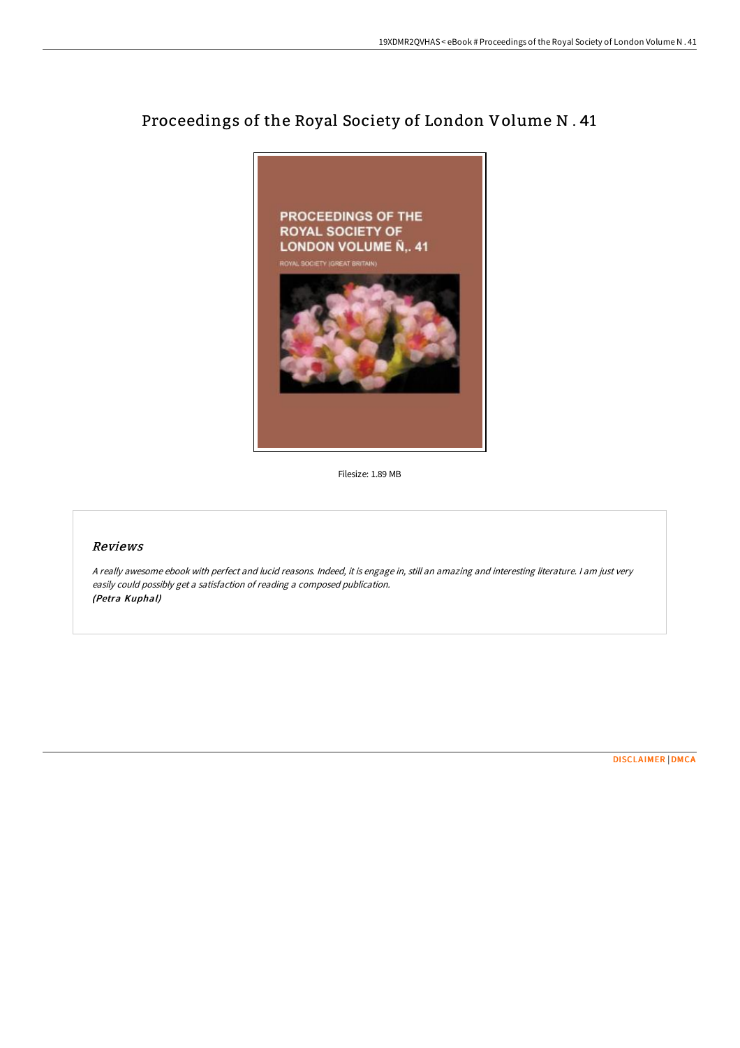# Proceedings of the Royal Society of London Volume N . 41

Filesize: 1.89 MB

## *Reviews*

*A really awesome ebook with perfect and lucid reasons. Indeed, it is engage in, still an amazing and interesting literature. I am just very easily could possibly get a satisfaction of reading a composed publication.*
***(Petra Kuphal)***

DISCLAIMER | DMCA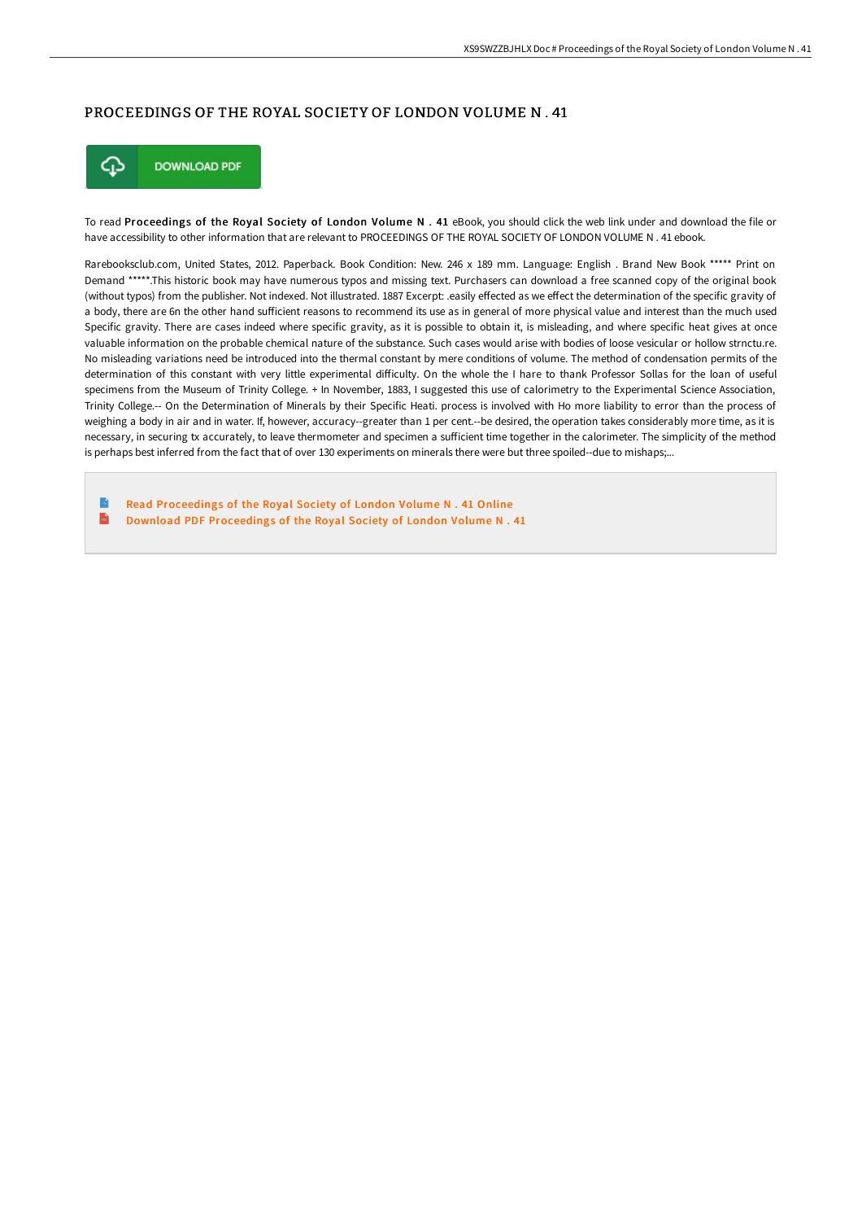# PROCEEDINGS OF THE ROYAL SOCIETY OF LONDON VOLUME N . 41

DOWNLOAD PDF

To read **Proceedings of the Royal Society of London Volume N . 41** eBook, you should click the web link under and download the file or have accessibility to other information that are relevant to PROCEEDINGS OF THE ROYAL SOCIETY OF LONDON VOLUME N . 41 ebook.

Rarebooksclub.com, United States, 2012. Paperback. Book Condition: New. 246 x 189 mm. Language: English . Brand New Book ***** Print on Demand *****.This historic book may have numerous typos and missing text. Purchasers can download a free scanned copy of the original book (without typos) from the publisher. Not indexed. Not illustrated. 1887 Excerpt: .easily effected as we effect the determination of the specific gravity of a body, there are 6n the other hand sufficient reasons to recommend its use as in general of more physical value and interest than the much used Specific gravity. There are cases indeed where specific gravity, as it is possible to obtain it, is misleading, and where specific heat gives at once valuable information on the probable chemical nature of the substance. Such cases would arise with bodies of loose vesicular or hollow strnctu.re. No misleading variations need be introduced into the thermal constant by mere conditions of volume. The method of condensation permits of the determination of this constant with very little experimental difficulty. On the whole the I hare to thank Professor Sollas for the loan of useful specimens from the Museum of Trinity College. + In November, 1883, I suggested this use of calorimetry to the Experimental Science Association, Trinity College.-- On the Determination of Minerals by their Specific Heati. process is involved with Ho more liability to error than the process of weighing a body in air and in water. If, however, accuracy--greater than 1 per cent.--be desired, the operation takes considerably more time, as it is necessary, in securing tx accurately, to leave thermometer and specimen a sufficient time together in the calorimeter. The simplicity of the method is perhaps best inferred from the fact that of over 130 experiments on minerals there were but three spoiled--due to mishaps;...

- Read Proceedings of the Royal Society of London Volume N . 41 Online
- Download PDF Proceedings of the Royal Society of London Volume N . 41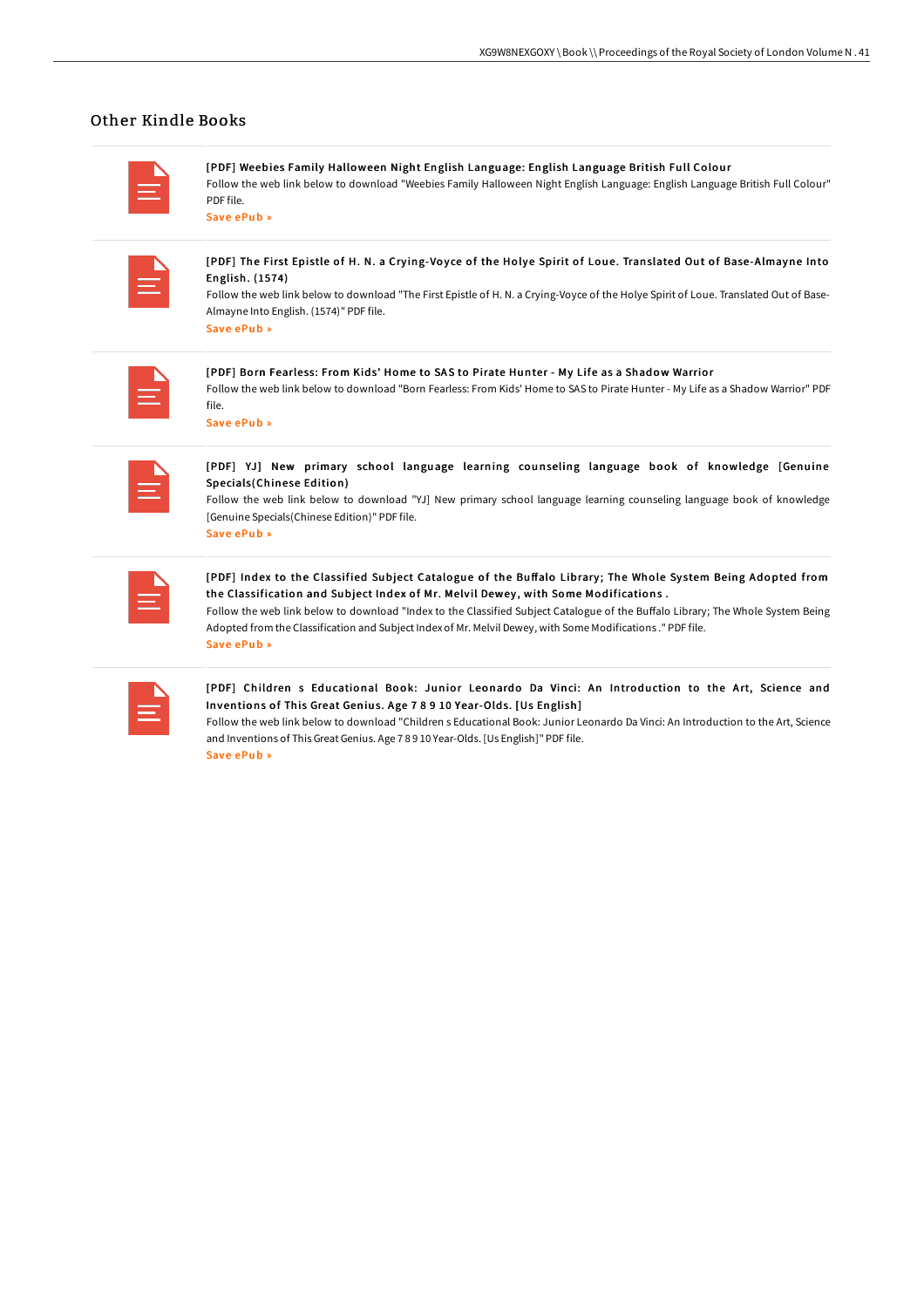## Other Kindle Books

[PDF] Weebies Family Halloween Night English Language: English Language British Full Colour

Follow the web link below to download "Weebies Family Halloween Night English Language: English Language British Full Colour" PDF file.

Save ePub »

[PDF] The First Epistle of H. N. a Crying-Voyce of the Holye Spirit of Loue. Translated Out of Base-Almayne Into English. (1574)

Follow the web link below to download "The First Epistle of H. N. a Crying-Voyce of the Holye Spirit of Loue. Translated Out of Base-Almayne Into English. (1574)" PDF file.

Save ePub »

[PDF] Born Fearless: From Kids' Home to SAS to Pirate Hunter - My Life as a Shadow Warrior

Follow the web link below to download "Born Fearless: From Kids' Home to SAS to Pirate Hunter - My Life as a Shadow Warrior" PDF file.

Save ePub »

[PDF] YJ] New primary school language learning counseling language book of knowledge [Genuine Specials(Chinese Edition)

Follow the web link below to download "YJ] New primary school language learning counseling language book of knowledge [Genuine Specials(Chinese Edition)" PDF file.

Save ePub »

[PDF] Index to the Classified Subject Catalogue of the Buffalo Library; The Whole System Being Adopted from the Classification and Subject Index of Mr. Melvil Dewey, with Some Modifications .

Follow the web link below to download "Index to the Classified Subject Catalogue of the Buffalo Library; The Whole System Being Adopted from the Classification and Subject Index of Mr. Melvil Dewey, with Some Modifications ." PDF file.

Save ePub »

[PDF] Children s Educational Book: Junior Leonardo Da Vinci: An Introduction to the Art, Science and Inventions of This Great Genius. Age 7 8 9 10 Year-Olds. [Us English]

Follow the web link below to download "Children s Educational Book: Junior Leonardo Da Vinci: An Introduction to the Art, Science and Inventions of This Great Genius. Age 7 8 9 10 Year-Olds. [Us English]" PDF file.

Save ePub »